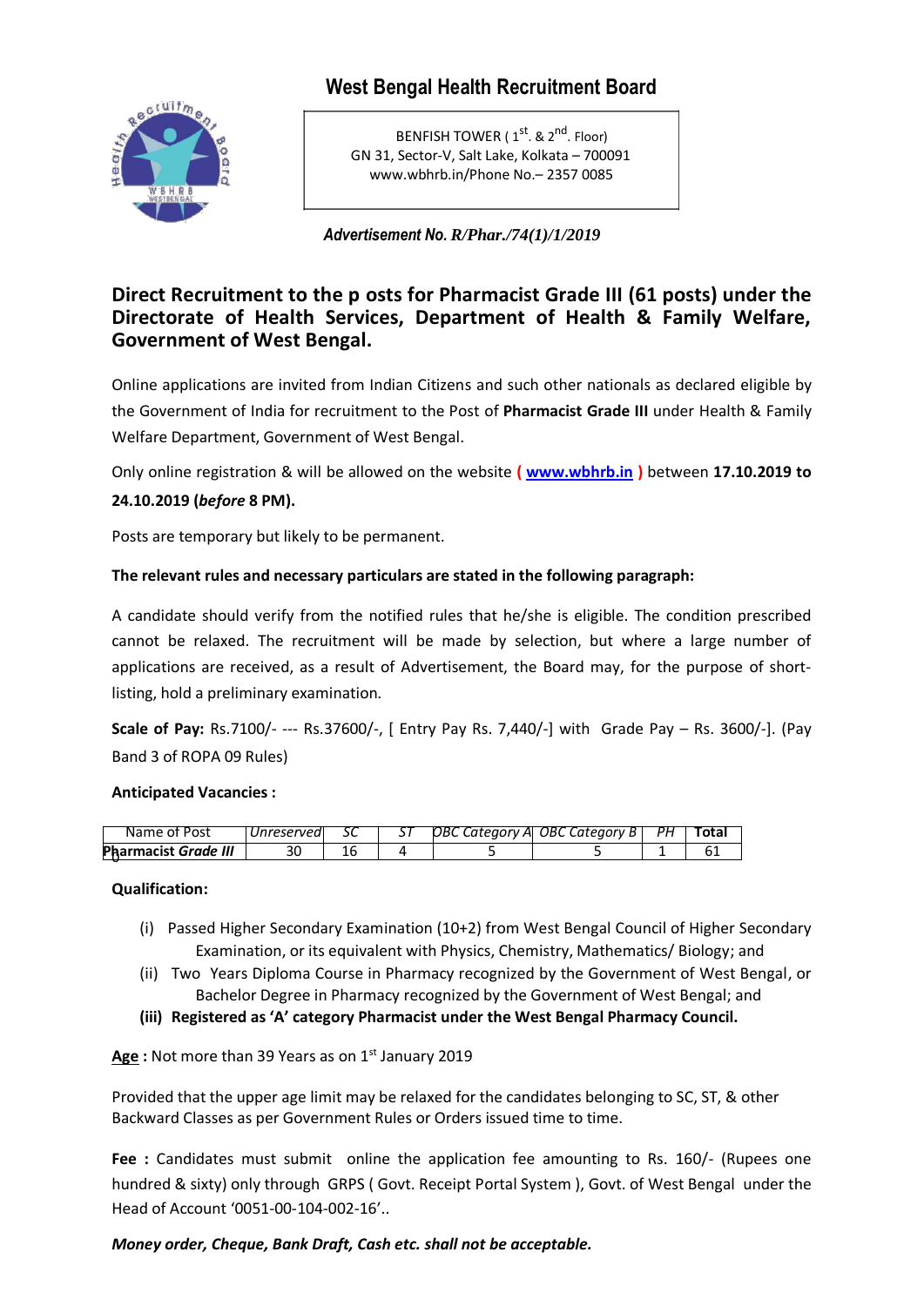# West Bengal Health Recruitment Board

BENFISH TOWER ( 1st. & 2nd. Floor)
GN 31, Sector-V, Salt Lake, Kolkata – 700091
www.wbhrb.in/Phone No.– 2357 0085

***Advertisement No. R/Phar./74(1)/1/2019***

## Direct Recruitment to the p osts for Pharmacist Grade III (61 posts) under the Directorate of Health Services, Department of Health & Family Welfare, Government of West Bengal.

Online applications are invited from Indian Citizens and such other nationals as declared eligible by the Government of India for recruitment to the Post of **Pharmacist Grade III** under Health & Family Welfare Department, Government of West Bengal.

Only online registration & will be allowed on the website **(** **www.wbhrb.in** **)** between **17.10.2019 to 24.10.2019 (*before* 8 PM).**

Posts are temporary but likely to be permanent.

**The relevant rules and necessary particulars are stated in the following paragraph:**

A candidate should verify from the notified rules that he/she is eligible. The condition prescribed cannot be relaxed. The recruitment will be made by selection, but where a large number of applications are received, as a result of Advertisement, the Board may, for the purpose of short-listing, hold a preliminary examination.

**Scale of Pay:** Rs.7100/- --- Rs.37600/-, [ Entry Pay Rs. 7,440/-] with Grade Pay – Rs. 3600/-]. (Pay Band 3 of ROPA 09 Rules)

**Anticipated Vacancies :**

| Name of Post | *Unreserved* | *SC* | *ST* | *OBC Category A* | *OBC Category B* | *PH* | **Total** |
|---|---|---|---|---|---|---|---|
| **Pharmacist *Grade III*** | 30 | 16 | 4 | 5 | 5 | 1 | 61 |

**Qualification:**

(i) Passed Higher Secondary Examination (10+2) from West Bengal Council of Higher Secondary Examination, or its equivalent with Physics, Chemistry, Mathematics/ Biology; and

(ii) Two Years Diploma Course in Pharmacy recognized by the Government of West Bengal, or Bachelor Degree in Pharmacy recognized by the Government of West Bengal; and

**(iii) Registered as 'A' category Pharmacist under the West Bengal Pharmacy Council.**

**Age :** Not more than 39 Years as on 1st January 2019

Provided that the upper age limit may be relaxed for the candidates belonging to SC, ST, & other Backward Classes as per Government Rules or Orders issued time to time.

**Fee :** Candidates must submit online the application fee amounting to Rs. 160/- (Rupees one hundred & sixty) only through GRPS ( Govt. Receipt Portal System ), Govt. of West Bengal under the Head of Account '0051-00-104-002-16'..

***Money order, Cheque, Bank Draft, Cash etc. shall not be acceptable.***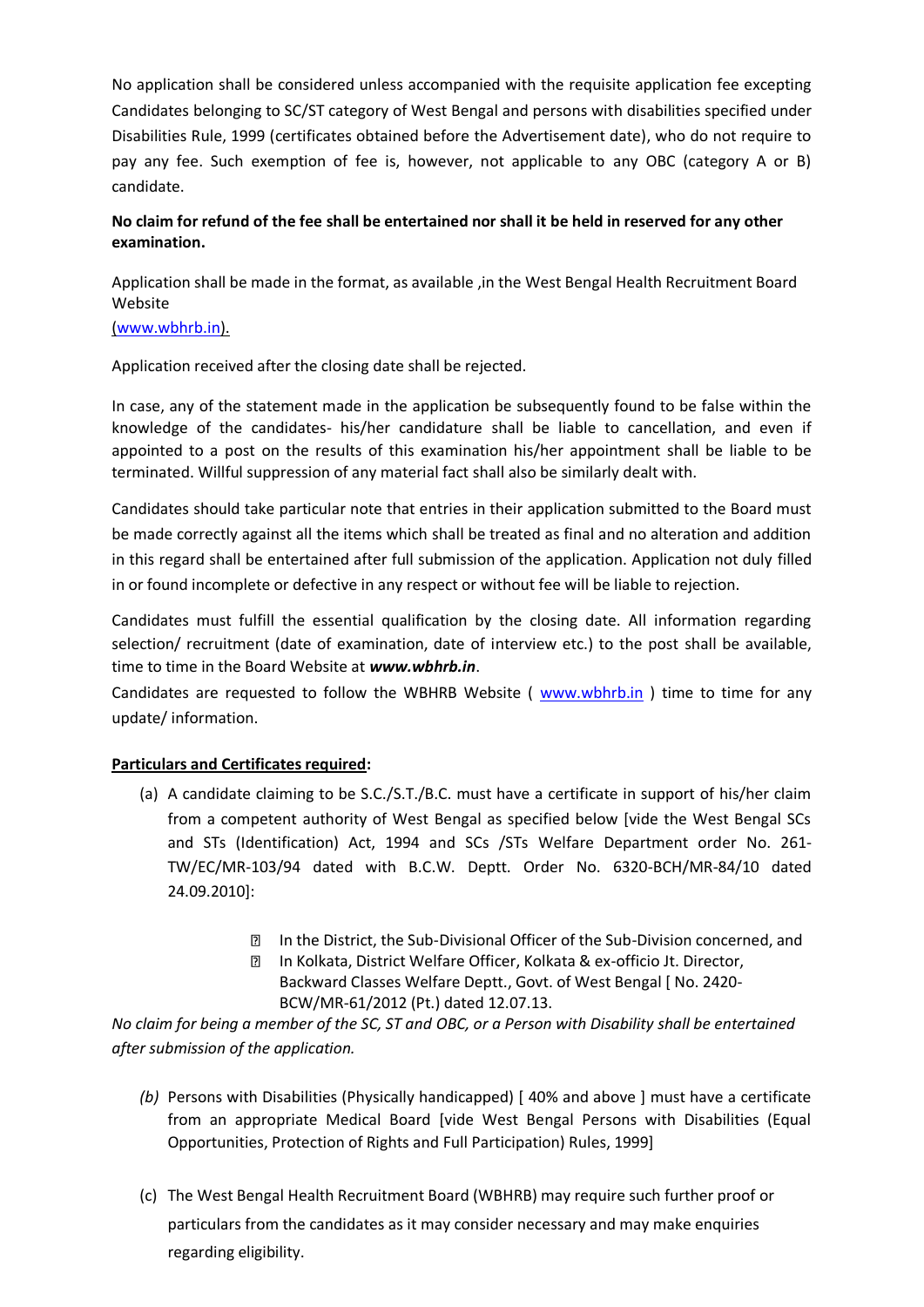No application shall be considered unless accompanied with the requisite application fee excepting Candidates belonging to SC/ST category of West Bengal and persons with disabilities specified under Disabilities Rule, 1999 (certificates obtained before the Advertisement date), who do not require to pay any fee. Such exemption of fee is, however, not applicable to any OBC (category A or B) candidate.

**No claim for refund of the fee shall be entertained nor shall it be held in reserved for any other examination.**

Application shall be made in the format, as available ,in the West Bengal Health Recruitment Board Website
(www.wbhrb.in).

Application received after the closing date shall be rejected.

In case, any of the statement made in the application be subsequently found to be false within the knowledge of the candidates- his/her candidature shall be liable to cancellation, and even if appointed to a post on the results of this examination his/her appointment shall be liable to be terminated. Willful suppression of any material fact shall also be similarly dealt with.

Candidates should take particular note that entries in their application submitted to the Board must be made correctly against all the items which shall be treated as final and no alteration and addition in this regard shall be entertained after full submission of the application. Application not duly filled in or found incomplete or defective in any respect or without fee will be liable to rejection.

Candidates must fulfill the essential qualification by the closing date. All information regarding selection/ recruitment (date of examination, date of interview etc.) to the post shall be available, time to time in the Board Website at ***www.wbhrb.in***.
Candidates are requested to follow the WBHRB Website ( www.wbhrb.in ) time to time for any update/ information.

**Particulars and Certificates required:**

(a) A candidate claiming to be S.C./S.T./B.C. must have a certificate in support of his/her claim from a competent authority of West Bengal as specified below [vide the West Bengal SCs and STs (Identification) Act, 1994 and SCs /STs Welfare Department order No. 261-TW/EC/MR-103/94 dated with B.C.W. Deptt. Order No. 6320-BCH/MR-84/10 dated 24.09.2010]:

- In the District, the Sub-Divisional Officer of the Sub-Division concerned, and
- In Kolkata, District Welfare Officer, Kolkata & ex-officio Jt. Director, Backward Classes Welfare Deptt., Govt. of West Bengal [ No. 2420-BCW/MR-61/2012 (Pt.) dated 12.07.13.

*No claim for being a member of the SC, ST and OBC, or a Person with Disability shall be entertained after submission of the application.*

*(b)* Persons with Disabilities (Physically handicapped) [ 40% and above ] must have a certificate from an appropriate Medical Board [vide West Bengal Persons with Disabilities (Equal Opportunities, Protection of Rights and Full Participation) Rules, 1999]

(c) The West Bengal Health Recruitment Board (WBHRB) may require such further proof or particulars from the candidates as it may consider necessary and may make enquiries regarding eligibility.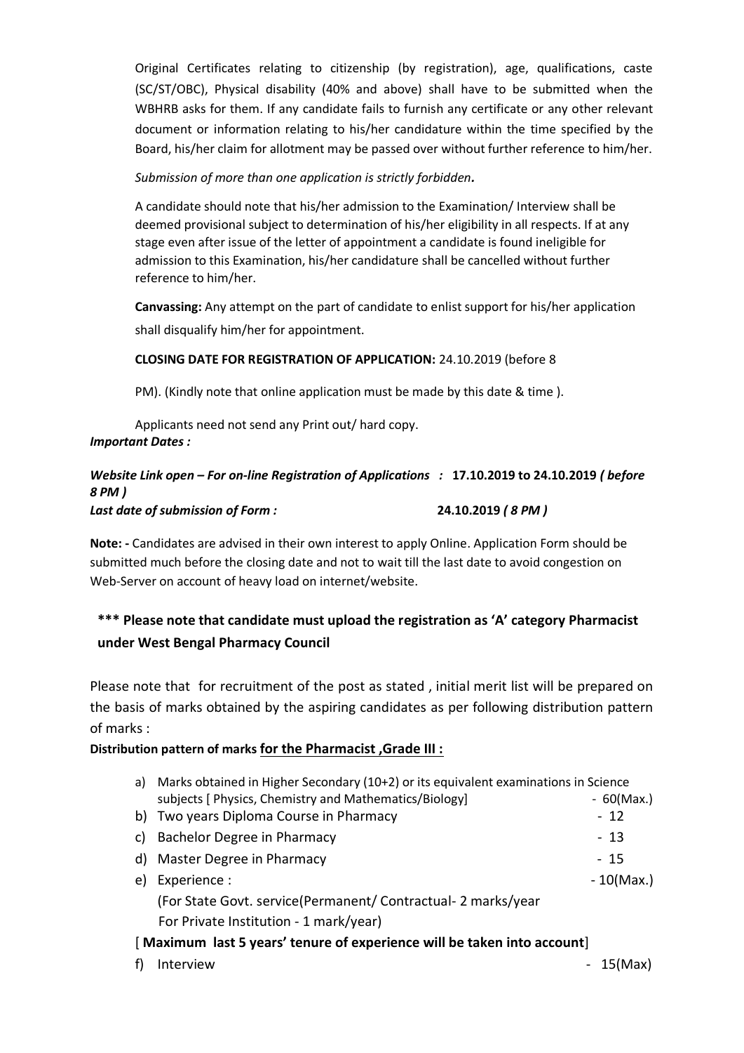Original Certificates relating to citizenship (by registration), age, qualifications, caste (SC/ST/OBC), Physical disability (40% and above) shall have to be submitted when the WBHRB asks for them. If any candidate fails to furnish any certificate or any other relevant document or information relating to his/her candidature within the time specified by the Board, his/her claim for allotment may be passed over without further reference to him/her.

*Submission of more than one application is strictly forbidden.*

A candidate should note that his/her admission to the Examination/ Interview shall be deemed provisional subject to determination of his/her eligibility in all respects. If at any stage even after issue of the letter of appointment a candidate is found ineligible for admission to this Examination, his/her candidature shall be cancelled without further reference to him/her.

**Canvassing:** Any attempt on the part of candidate to enlist support for his/her application shall disqualify him/her for appointment.

**CLOSING DATE FOR REGISTRATION OF APPLICATION:** 24.10.2019 (before 8 PM). (Kindly note that online application must be made by this date & time ).

Applicants need not send any Print out/ hard copy.

***Important Dates :***

***Website Link open – For on-line Registration of Applications :*** **17.10.2019 to 24.10.2019** ***( before 8 PM )***

***Last date of submission of Form :*** **24.10.2019** ***( 8 PM )***

**Note: -** Candidates are advised in their own interest to apply Online. Application Form should be submitted much before the closing date and not to wait till the last date to avoid congestion on Web-Server on account of heavy load on internet/website.

**\*\*\* Please note that candidate must upload the registration as 'A' category Pharmacist under West Bengal Pharmacy Council**

Please note that for recruitment of the post as stated , initial merit list will be prepared on the basis of marks obtained by the aspiring candidates as per following distribution pattern of marks :

**Distribution pattern of marks for the Pharmacist ,Grade III :**

a) Marks obtained in Higher Secondary (10+2) or its equivalent examinations in Science subjects [ Physics, Chemistry and Mathematics/Biology] - 60(Max.)

b) Two years Diploma Course in Pharmacy - 12

c) Bachelor Degree in Pharmacy - 13

d) Master Degree in Pharmacy - 15

e) Experience : - 10(Max.)
(For State Govt. service(Permanent/ Contractual- 2 marks/year
For Private Institution - 1 mark/year)

[ **Maximum last 5 years' tenure of experience will be taken into account**]

f) Interview - 15(Max)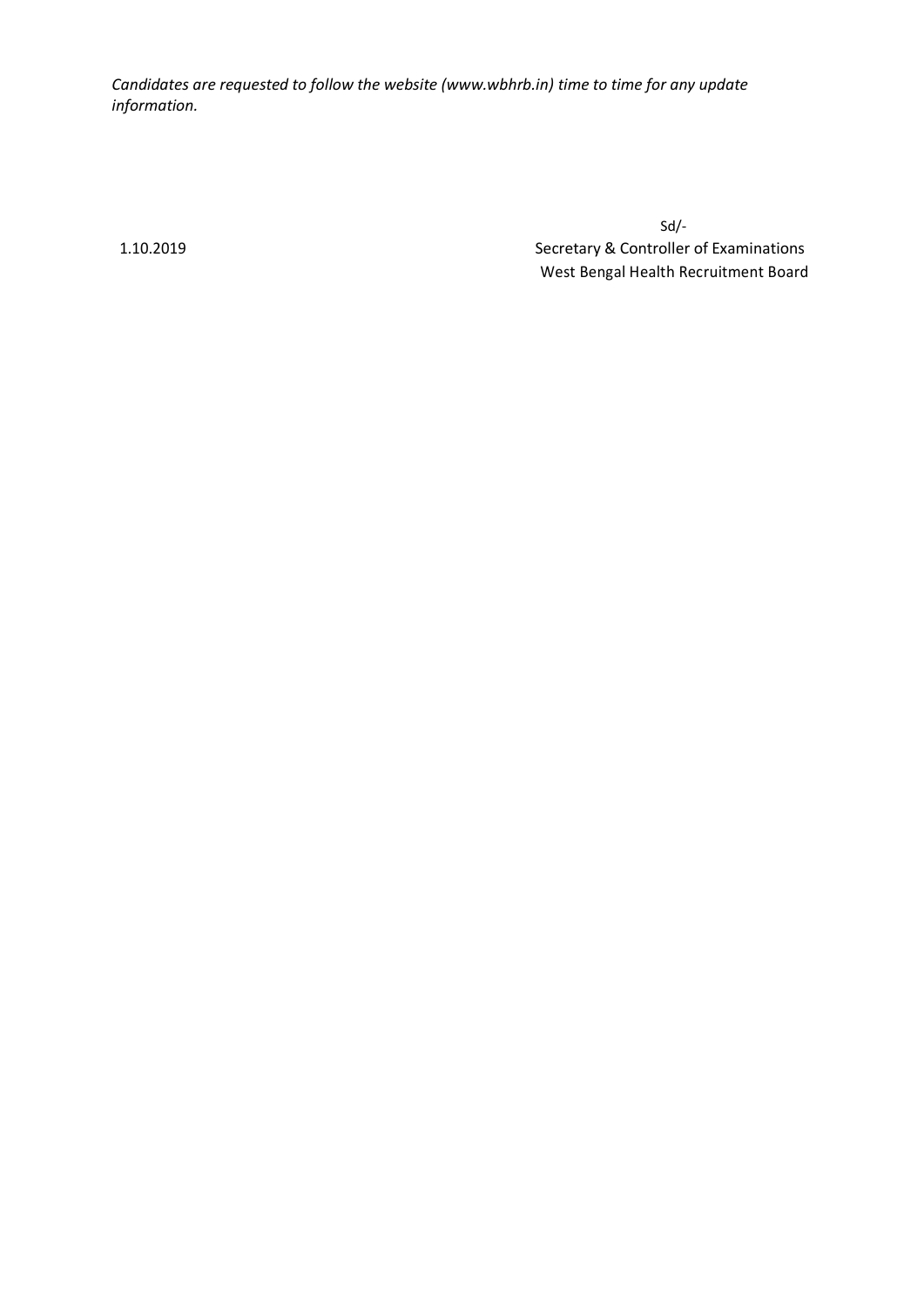*Candidates are requested to follow the website (www.wbhrb.in) time to time for any update information.*

Sd/-

1.10.2019

Secretary & Controller of Examinations
West Bengal Health Recruitment Board